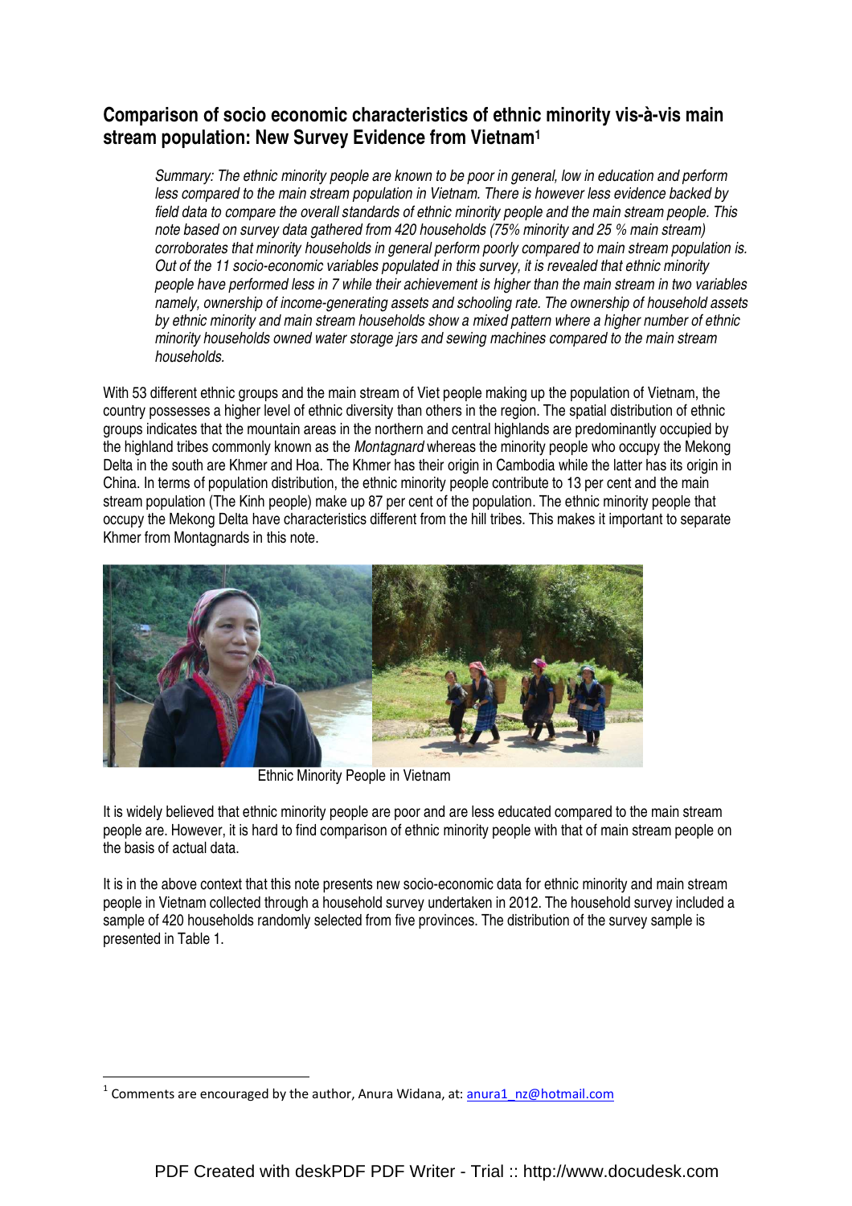# Comparison of socio economic characteristics of ethnic minority vis-à-vis main stream population: New Survey Evidence from Vietnam[1]

*Summary: The ethnic minority people are known to be poor in general, low in education and perform less compared to the main stream population in Vietnam. There is however less evidence backed by field data to compare the overall standards of ethnic minority people and the main stream people. This note based on survey data gathered from 420 households (75% minority and 25 % main stream) corroborates that minority households in general perform poorly compared to main stream population is. Out of the 11 socio-economic variables populated in this survey, it is revealed that ethnic minority people have performed less in 7 while their achievement is higher than the main stream in two variables namely, ownership of income-generating assets and schooling rate. The ownership of household assets by ethnic minority and main stream households show a mixed pattern where a higher number of ethnic minority households owned water storage jars and sewing machines compared to the main stream households.*

With 53 different ethnic groups and the main stream of Viet people making up the population of Vietnam, the country possesses a higher level of ethnic diversity than others in the region. The spatial distribution of ethnic groups indicates that the mountain areas in the northern and central highlands are predominantly occupied by the highland tribes commonly known as the *Montagnard* whereas the minority people who occupy the Mekong Delta in the south are Khmer and Hoa. The Khmer has their origin in Cambodia while the latter has its origin in China. In terms of population distribution, the ethnic minority people contribute to 13 per cent and the main stream population (The Kinh people) make up 87 per cent of the population. The ethnic minority people that occupy the Mekong Delta have characteristics different from the hill tribes. This makes it important to separate Khmer from Montagnards in this note.

Ethnic Minority People in Vietnam

It is widely believed that ethnic minority people are poor and are less educated compared to the main stream people are. However, it is hard to find comparison of ethnic minority people with that of main stream people on the basis of actual data.

It is in the above context that this note presents new socio-economic data for ethnic minority and main stream people in Vietnam collected through a household survey undertaken in 2012. The household survey included a sample of 420 households randomly selected from five provinces. The distribution of the survey sample is presented in Table 1.

[1] Comments are encouraged by the author, Anura Widana, at: anura1_nz@hotmail.com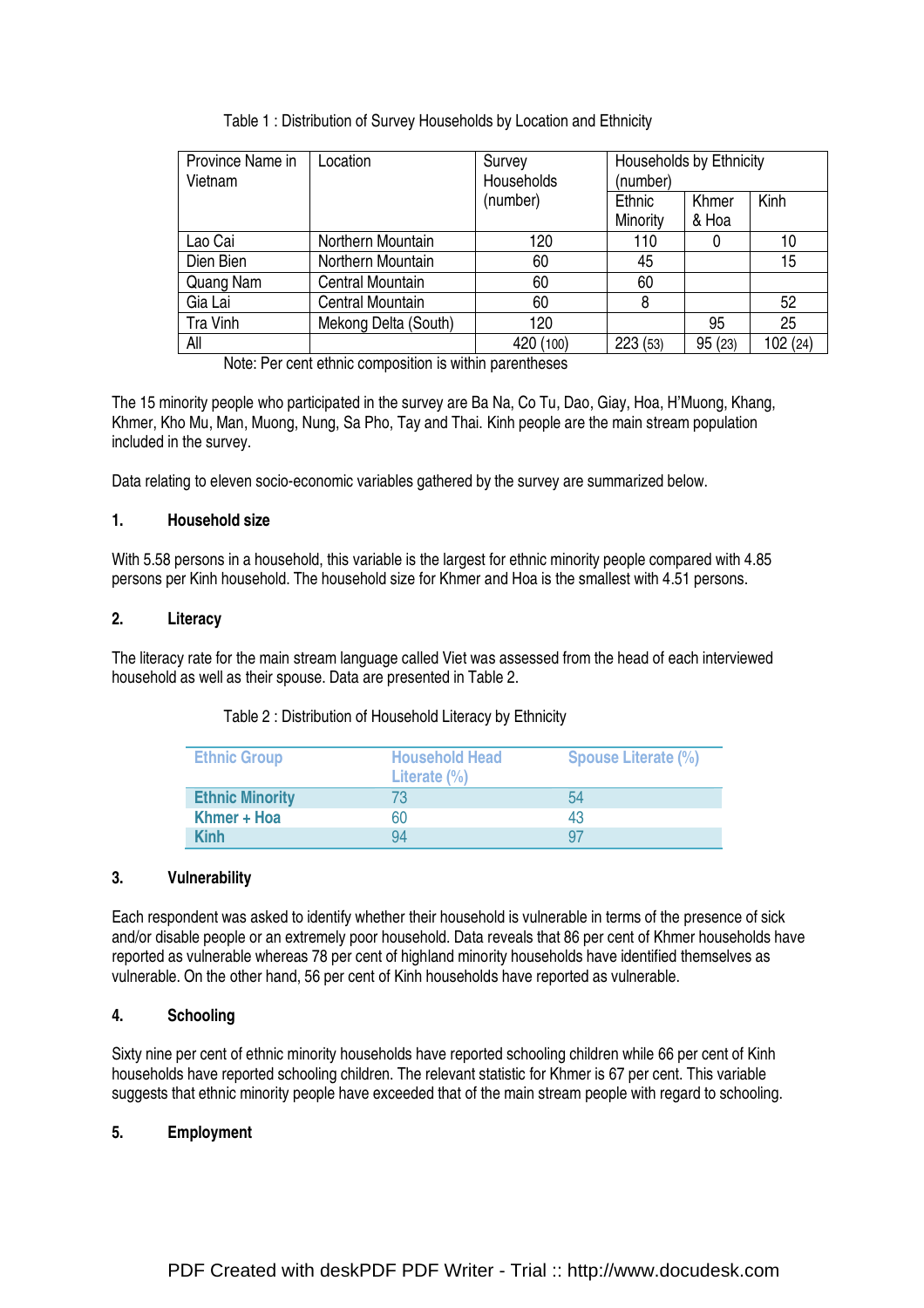Table 1 : Distribution of Survey Households by Location and Ethnicity

| Province Name in Vietnam | Location | Survey Households (number) | Households by Ethnicity (number) | | |
|---|---|---|---|---|---|
| | | | Ethnic Minority | Khmer & Hoa | Kinh |
| Lao Cai | Northern Mountain | 120 | 110 | 0 | 10 |
| Dien Bien | Northern Mountain | 60 | 45 | | 15 |
| Quang Nam | Central Mountain | 60 | 60 | | |
| Gia Lai | Central Mountain | 60 | 8 | | 52 |
| Tra Vinh | Mekong Delta (South) | 120 | | 95 | 25 |
| All | | 420 (100) | 223 (53) | 95 (23) | 102 (24) |

Note: Per cent ethnic composition is within parentheses

The 15 minority people who participated in the survey are Ba Na, Co Tu, Dao, Giay, Hoa, H'Muong, Khang, Khmer, Kho Mu, Man, Muong, Nung, Sa Pho, Tay and Thai. Kinh people are the main stream population included in the survey.

Data relating to eleven socio-economic variables gathered by the survey are summarized below.

**1. Household size**

With 5.58 persons in a household, this variable is the largest for ethnic minority people compared with 4.85 persons per Kinh household. The household size for Khmer and Hoa is the smallest with 4.51 persons.

**2. Literacy**

The literacy rate for the main stream language called Viet was assessed from the head of each interviewed household as well as their spouse. Data are presented in Table 2.

Table 2 : Distribution of Household Literacy by Ethnicity

| Ethnic Group | Household Head Literate (%) | Spouse Literate (%) |
|---|---|---|
| **Ethnic Minority** | 73 | 54 |
| **Khmer + Hoa** | 60 | 43 |
| **Kinh** | 94 | 97 |

**3. Vulnerability**

Each respondent was asked to identify whether their household is vulnerable in terms of the presence of sick and/or disable people or an extremely poor household. Data reveals that 86 per cent of Khmer households have reported as vulnerable whereas 78 per cent of highland minority households have identified themselves as vulnerable. On the other hand, 56 per cent of Kinh households have reported as vulnerable.

**4. Schooling**

Sixty nine per cent of ethnic minority households have reported schooling children while 66 per cent of Kinh households have reported schooling children. The relevant statistic for Khmer is 67 per cent. This variable suggests that ethnic minority people have exceeded that of the main stream people with regard to schooling.

**5. Employment**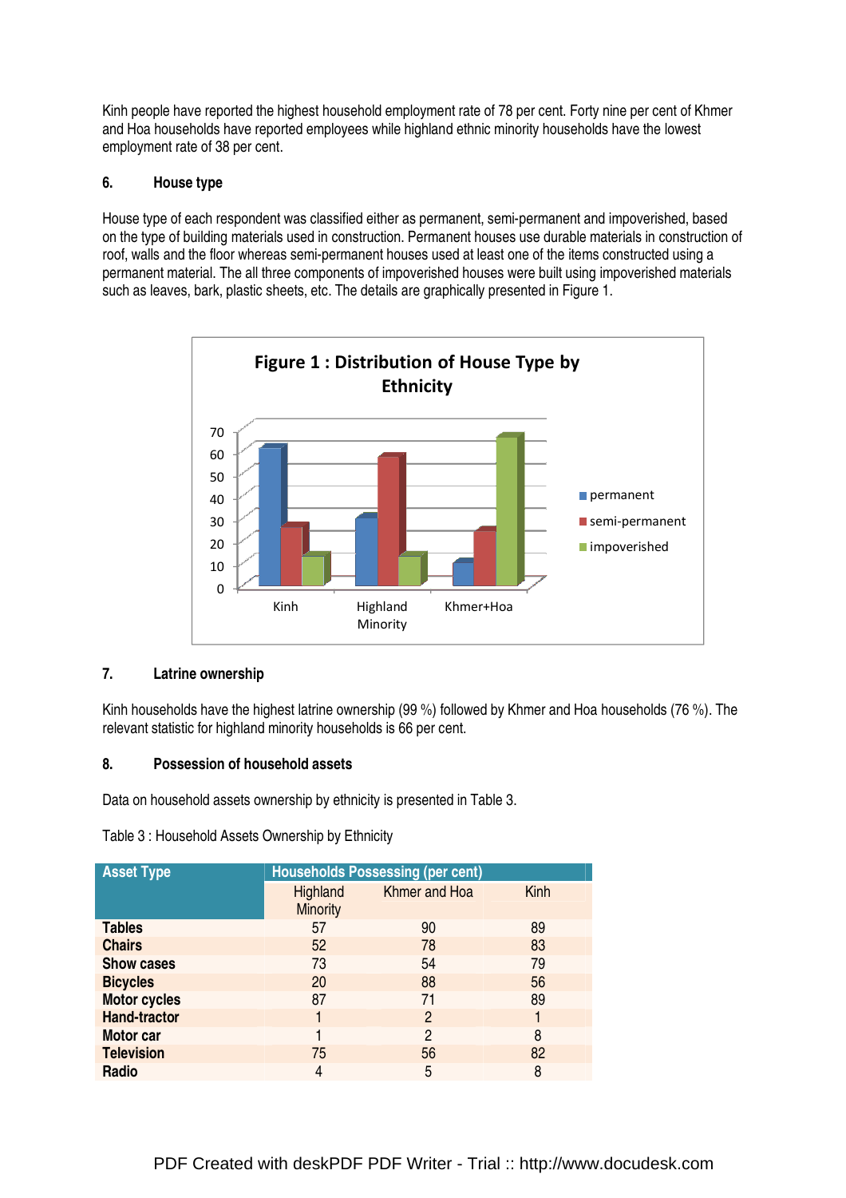Kinh people have reported the highest household employment rate of 78 per cent. Forty nine per cent of Khmer and Hoa households have reported employees while highland ethnic minority households have the lowest employment rate of 38 per cent.

## 6. House type

House type of each respondent was classified either as permanent, semi-permanent and impoverished, based on the type of building materials used in construction. Permanent houses use durable materials in construction of roof, walls and the floor whereas semi-permanent houses used at least one of the items constructed using a permanent material. The all three components of impoverished houses were built using impoverished materials such as leaves, bark, plastic sheets, etc. The details are graphically presented in Figure 1.

Figure 1 : Distribution of House Type by Ethnicity

## 7. Latrine ownership

Kinh households have the highest latrine ownership (99 %) followed by Khmer and Hoa households (76 %). The relevant statistic for highland minority households is 66 per cent.

## 8. Possession of household assets

Data on household assets ownership by ethnicity is presented in Table 3.

Table 3 : Household Assets Ownership by Ethnicity

| Asset Type | Households Possessing (per cent) | | |
|---|---|---|---|
| | Highland Minority | Khmer and Hoa | Kinh |
| **Tables** | 57 | 90 | 89 |
| **Chairs** | 52 | 78 | 83 |
| **Show cases** | 73 | 54 | 79 |
| **Bicycles** | 20 | 88 | 56 |
| **Motor cycles** | 87 | 71 | 89 |
| **Hand-tractor** | 1 | 2 | 1 |
| **Motor car** | 1 | 2 | 8 |
| **Television** | 75 | 56 | 82 |
| **Radio** | 4 | 5 | 8 |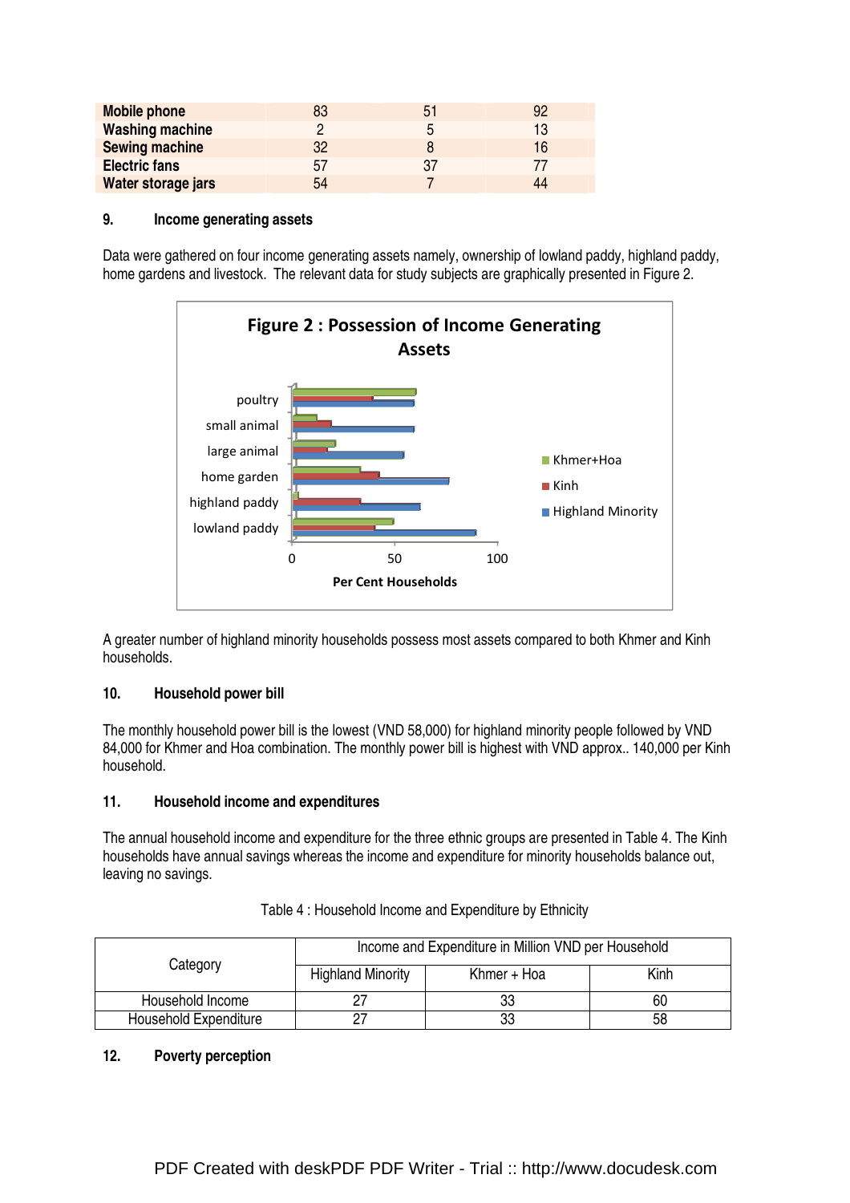| Mobile phone | 83 | 51 | 92 |
|---|---|---|---|
| Washing machine | 2 | 5 | 13 |
| Sewing machine | 32 | 8 | 16 |
| Electric fans | 57 | 37 | 77 |
| Water storage jars | 54 | 7 | 44 |

## 9. Income generating assets

Data were gathered on four income generating assets namely, ownership of lowland paddy, highland paddy, home gardens and livestock. The relevant data for study subjects are graphically presented in Figure 2.

**Figure 2 : Possession of Income Generating Assets**

A greater number of highland minority households possess most assets compared to both Khmer and Kinh households.

## 10. Household power bill

The monthly household power bill is the lowest (VND 58,000) for highland minority people followed by VND 84,000 for Khmer and Hoa combination. The monthly power bill is highest with VND approx.. 140,000 per Kinh household.

## 11. Household income and expenditures

The annual household income and expenditure for the three ethnic groups are presented in Table 4. The Kinh households have annual savings whereas the income and expenditure for minority households balance out, leaving no savings.

Table 4 : Household Income and Expenditure by Ethnicity

| Category | Income and Expenditure in Million VND per Household | | |
|---|---|---|---|
| | Highland Minority | Khmer + Hoa | Kinh |
| Household Income | 27 | 33 | 60 |
| Household Expenditure | 27 | 33 | 58 |

## 12. Poverty perception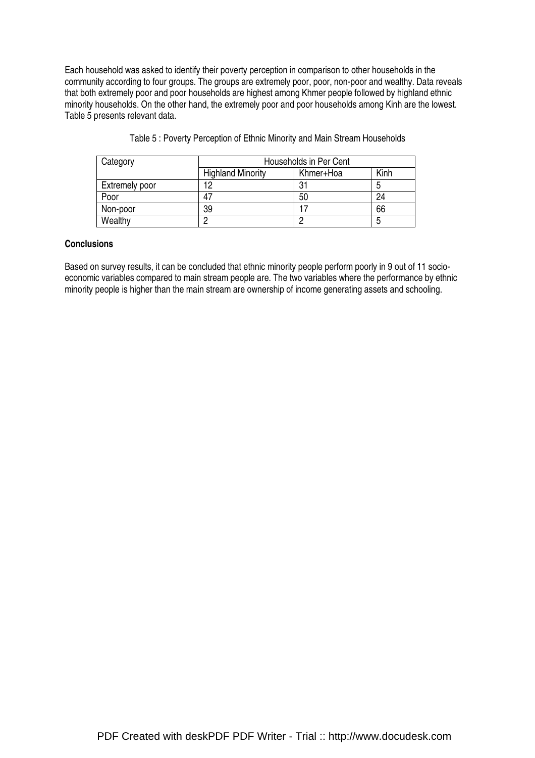Each household was asked to identify their poverty perception in comparison to other households in the community according to four groups. The groups are extremely poor, poor, non-poor and wealthy. Data reveals that both extremely poor and poor households are highest among Khmer people followed by highland ethnic minority households. On the other hand, the extremely poor and poor households among Kinh are the lowest. Table 5 presents relevant data.

Table 5 : Poverty Perception of Ethnic Minority and Main Stream Households

| Category | Households in Per Cent | | |
|---|---|---|---|
| | Highland Minority | Khmer+Hoa | Kinh |
| Extremely poor | 12 | 31 | 5 |
| Poor | 47 | 50 | 24 |
| Non-poor | 39 | 17 | 66 |
| Wealthy | 2 | 2 | 5 |

**Conclusions**

Based on survey results, it can be concluded that ethnic minority people perform poorly in 9 out of 11 socio-economic variables compared to main stream people are. The two variables where the performance by ethnic minority people is higher than the main stream are ownership of income generating assets and schooling.